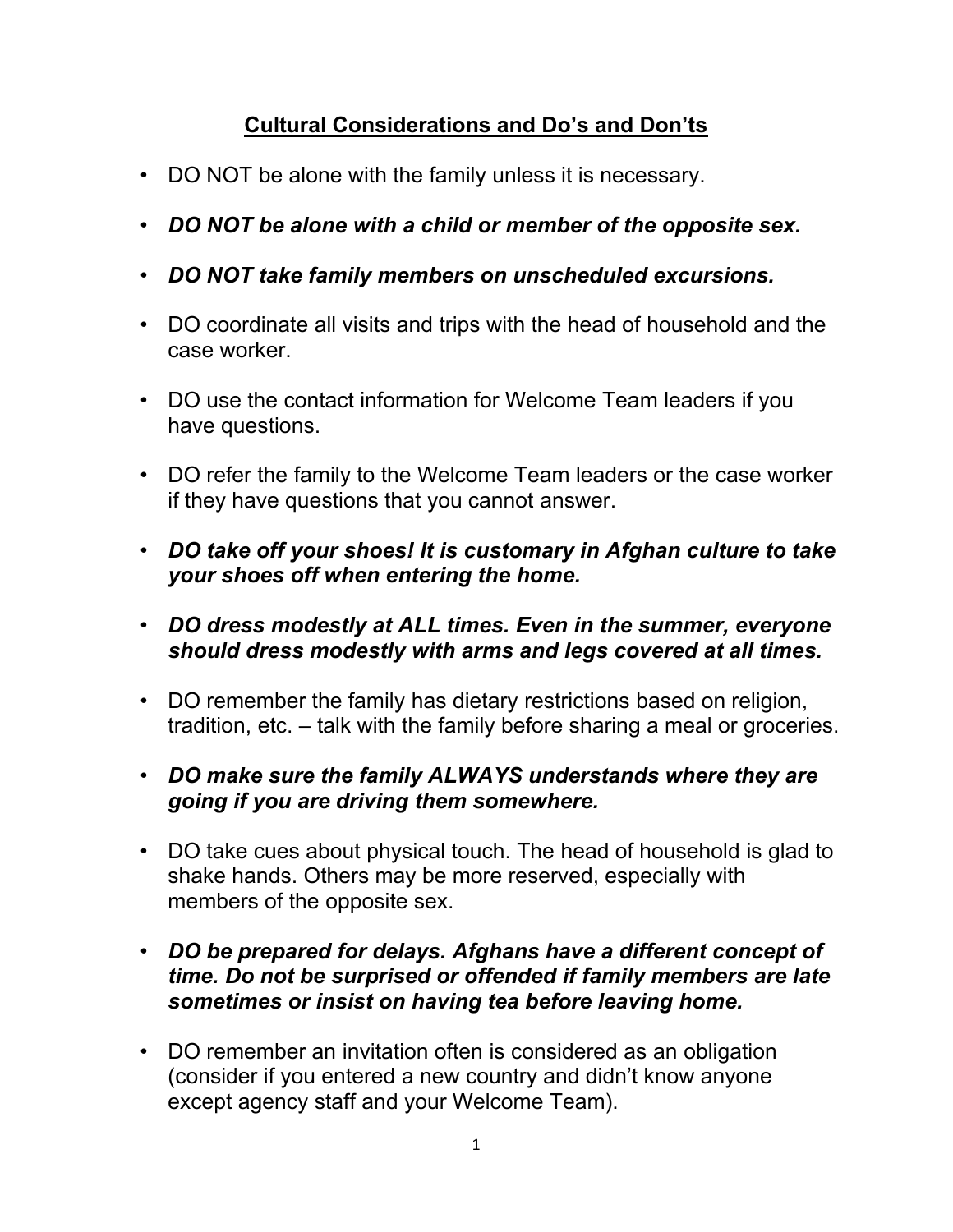## Cultural Considerations and Do's and Don'ts

- DO NOT be alone with the family unless it is necessary.
- ***DO NOT be alone with a child or member of the opposite sex.***
- ***DO NOT take family members on unscheduled excursions.***
- DO coordinate all visits and trips with the head of household and the case worker.
- DO use the contact information for Welcome Team leaders if you have questions.
- DO refer the family to the Welcome Team leaders or the case worker if they have questions that you cannot answer.
- ***DO take off your shoes! It is customary in Afghan culture to take your shoes off when entering the home.***
- ***DO dress modestly at ALL times. Even in the summer, everyone should dress modestly with arms and legs covered at all times.***
- DO remember the family has dietary restrictions based on religion, tradition, etc. – talk with the family before sharing a meal or groceries.
- ***DO make sure the family ALWAYS understands where they are going if you are driving them somewhere.***
- DO take cues about physical touch. The head of household is glad to shake hands. Others may be more reserved, especially with members of the opposite sex.
- ***DO be prepared for delays. Afghans have a different concept of time. Do not be surprised or offended if family members are late sometimes or insist on having tea before leaving home.***
- DO remember an invitation often is considered as an obligation (consider if you entered a new country and didn't know anyone except agency staff and your Welcome Team).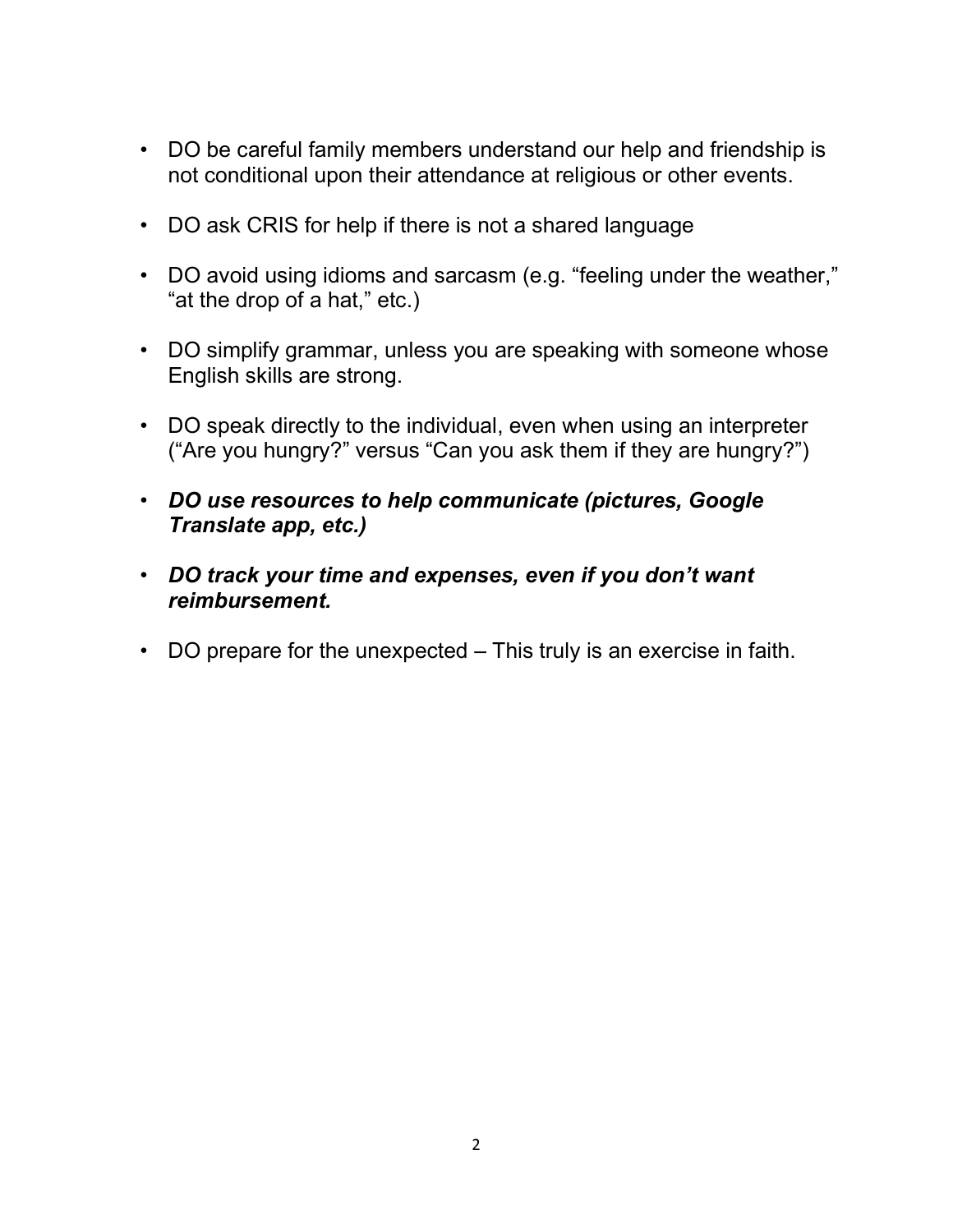- DO be careful family members understand our help and friendship is not conditional upon their attendance at religious or other events.
- DO ask CRIS for help if there is not a shared language
- DO avoid using idioms and sarcasm (e.g. "feeling under the weather," "at the drop of a hat," etc.)
- DO simplify grammar, unless you are speaking with someone whose English skills are strong.
- DO speak directly to the individual, even when using an interpreter ("Are you hungry?" versus "Can you ask them if they are hungry?")
- ***DO use resources to help communicate (pictures, Google Translate app, etc.)***
- ***DO track your time and expenses, even if you don't want reimbursement.***
- DO prepare for the unexpected – This truly is an exercise in faith.